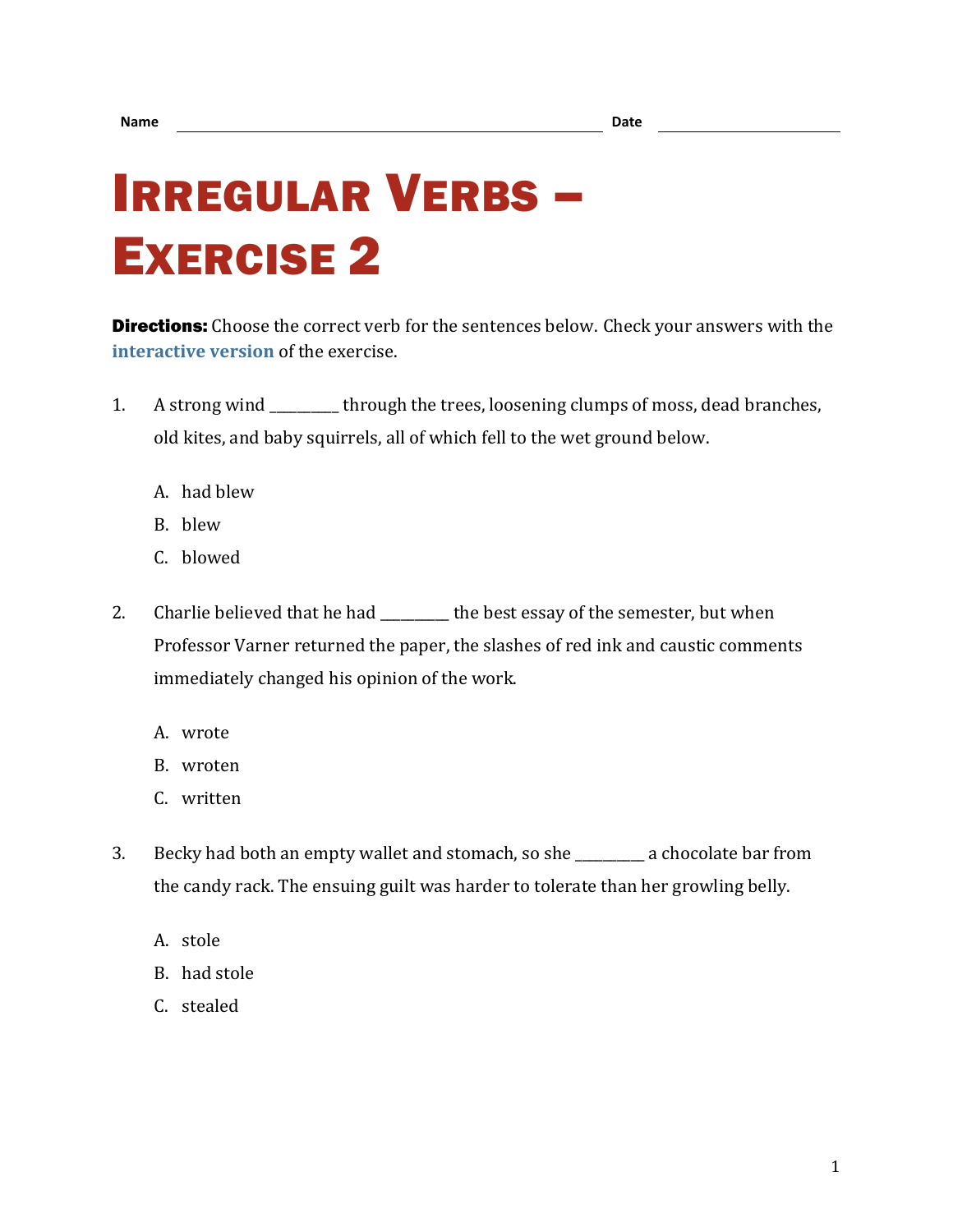Name ______________________________ Date ______________

# Irregular Verbs – Exercise 2

**Directions:** Choose the correct verb for the sentences below. Check your answers with the **interactive version** of the exercise.

1. A strong wind _________ through the trees, loosening clumps of moss, dead branches, old kites, and baby squirrels, all of which fell to the wet ground below.

   A. had blew
   B. blew
   C. blowed

2. Charlie believed that he had _________ the best essay of the semester, but when Professor Varner returned the paper, the slashes of red ink and caustic comments immediately changed his opinion of the work.

   A. wrote
   B. wroten
   C. written

3. Becky had both an empty wallet and stomach, so she _________ a chocolate bar from the candy rack. The ensuing guilt was harder to tolerate than her growling belly.

   A. stole
   B. had stole
   C. stealed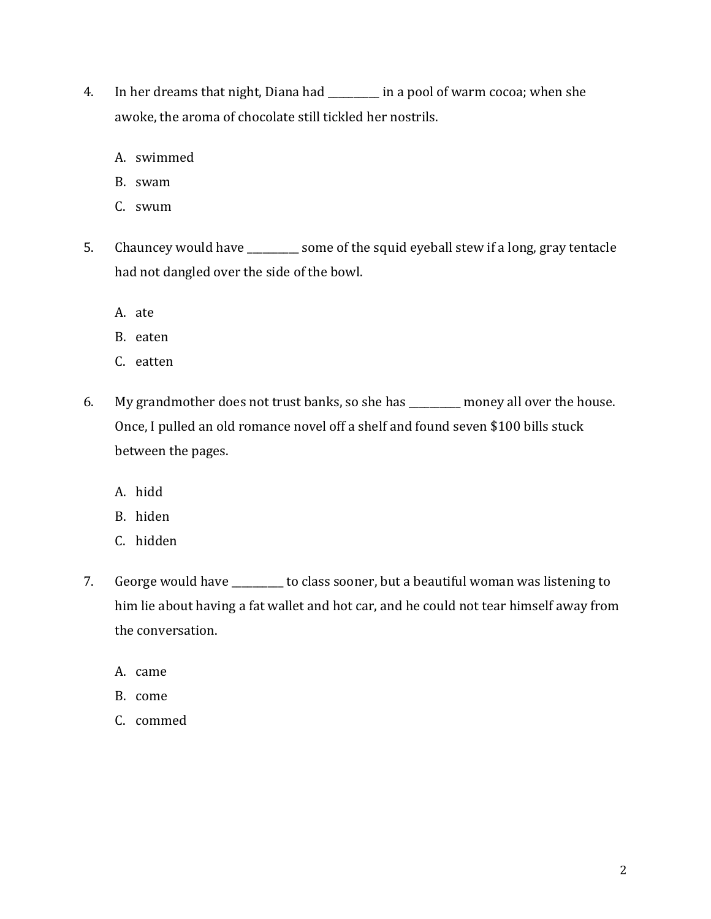4. In her dreams that night, Diana had __________ in a pool of warm cocoa; when she awoke, the aroma of chocolate still tickled her nostrils.

   A. swimmed
   B. swam
   C. swum

5. Chauncey would have __________ some of the squid eyeball stew if a long, gray tentacle had not dangled over the side of the bowl.

   A. ate
   B. eaten
   C. eatten

6. My grandmother does not trust banks, so she has __________ money all over the house. Once, I pulled an old romance novel off a shelf and found seven $100 bills stuck between the pages.

   A. hidd
   B. hiden
   C. hidden

7. George would have __________ to class sooner, but a beautiful woman was listening to him lie about having a fat wallet and hot car, and he could not tear himself away from the conversation.

   A. came
   B. come
   C. commed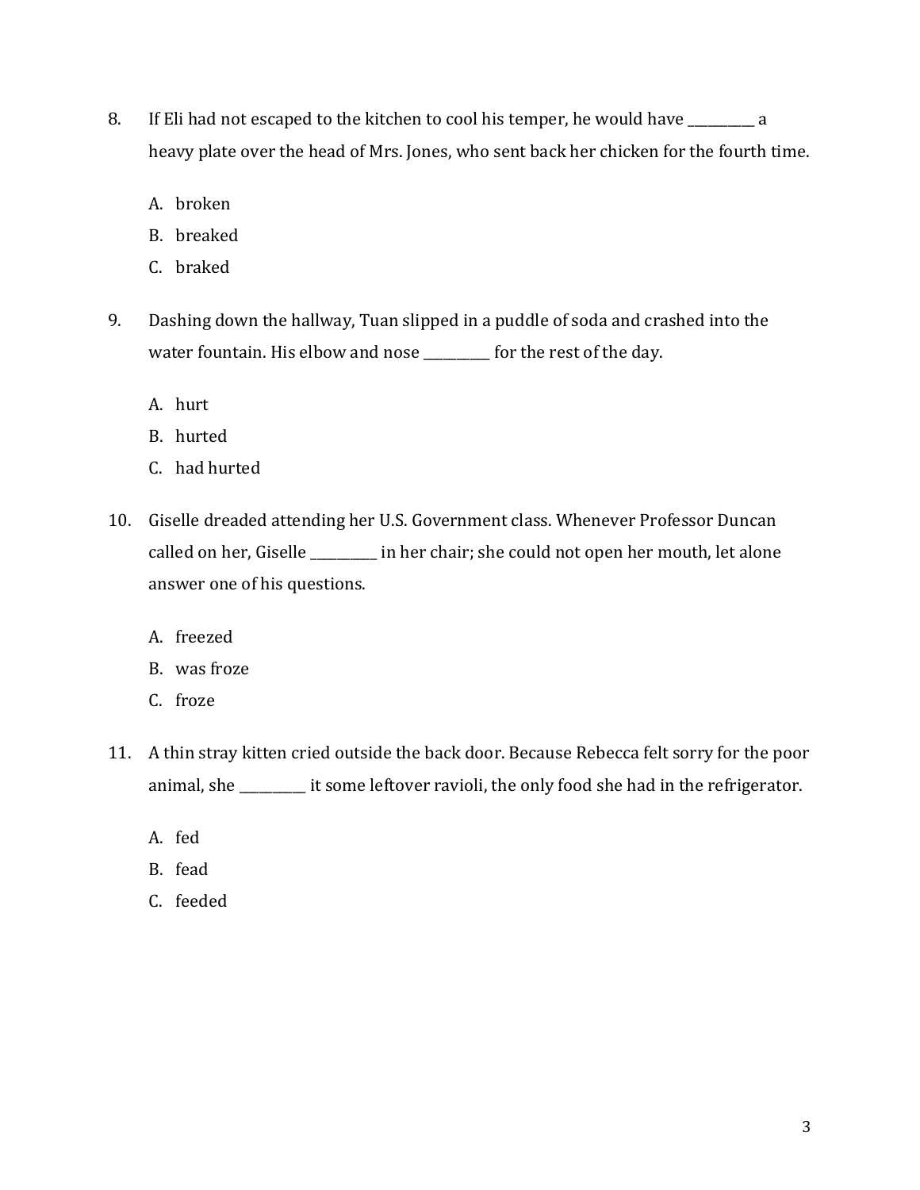8. If Eli had not escaped to the kitchen to cool his temper, he would have __________ a heavy plate over the head of Mrs. Jones, who sent back her chicken for the fourth time.

   A. broken
   B. breaked
   C. braked

9. Dashing down the hallway, Tuan slipped in a puddle of soda and crashed into the water fountain. His elbow and nose __________ for the rest of the day.

   A. hurt
   B. hurted
   C. had hurted

10. Giselle dreaded attending her U.S. Government class. Whenever Professor Duncan called on her, Giselle __________ in her chair; she could not open her mouth, let alone answer one of his questions.

    A. freezed
    B. was froze
    C. froze

11. A thin stray kitten cried outside the back door. Because Rebecca felt sorry for the poor animal, she __________ it some leftover ravioli, the only food she had in the refrigerator.

    A. fed
    B. fead
    C. feeded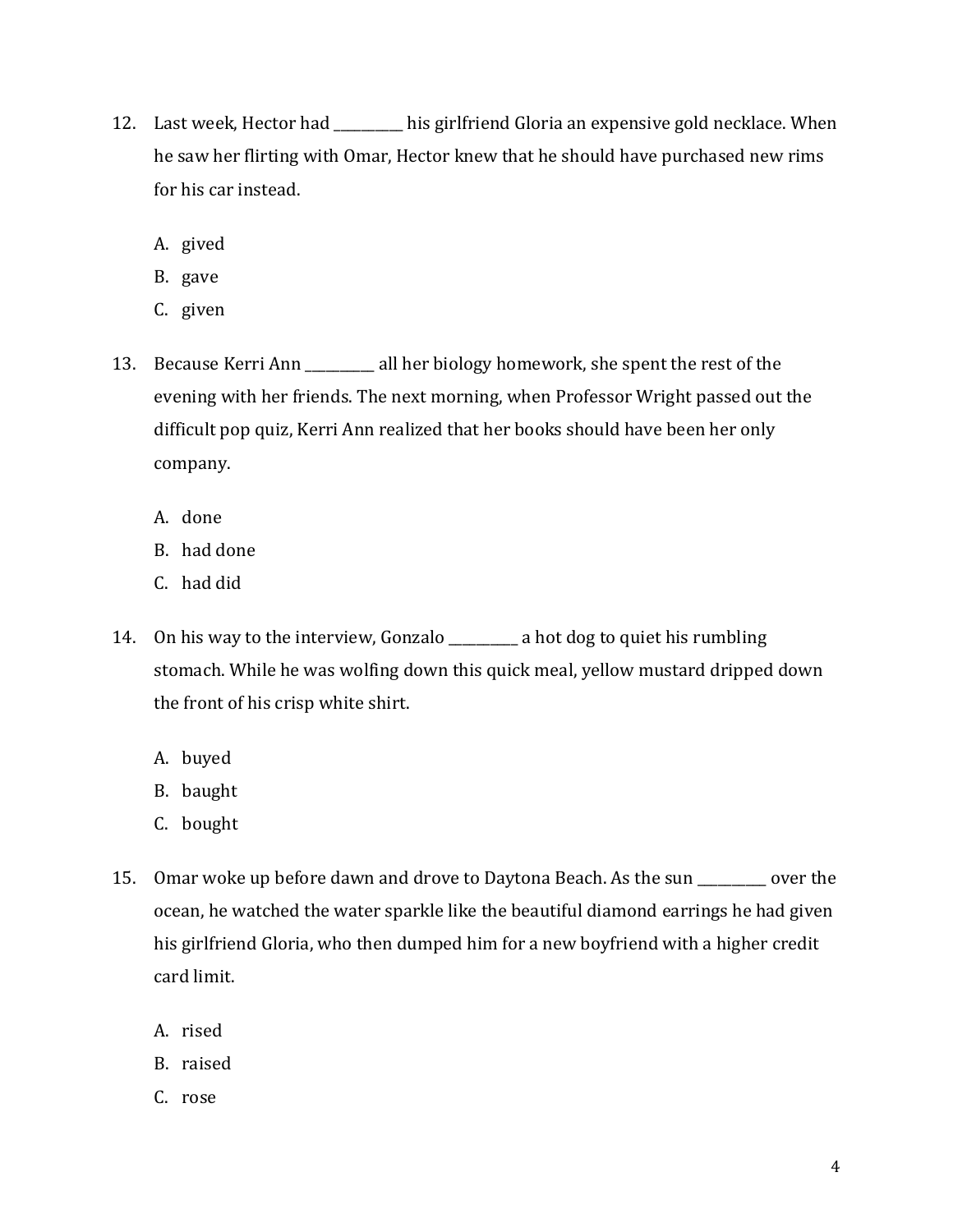12. Last week, Hector had __________ his girlfriend Gloria an expensive gold necklace. When he saw her flirting with Omar, Hector knew that he should have purchased new rims for his car instead.

    A. gived
    B. gave
    C. given

13. Because Kerri Ann __________ all her biology homework, she spent the rest of the evening with her friends. The next morning, when Professor Wright passed out the difficult pop quiz, Kerri Ann realized that her books should have been her only company.

    A. done
    B. had done
    C. had did

14. On his way to the interview, Gonzalo __________ a hot dog to quiet his rumbling stomach. While he was wolfing down this quick meal, yellow mustard dripped down the front of his crisp white shirt.

    A. buyed
    B. baught
    C. bought

15. Omar woke up before dawn and drove to Daytona Beach. As the sun __________ over the ocean, he watched the water sparkle like the beautiful diamond earrings he had given his girlfriend Gloria, who then dumped him for a new boyfriend with a higher credit card limit.

    A. rised
    B. raised
    C. rose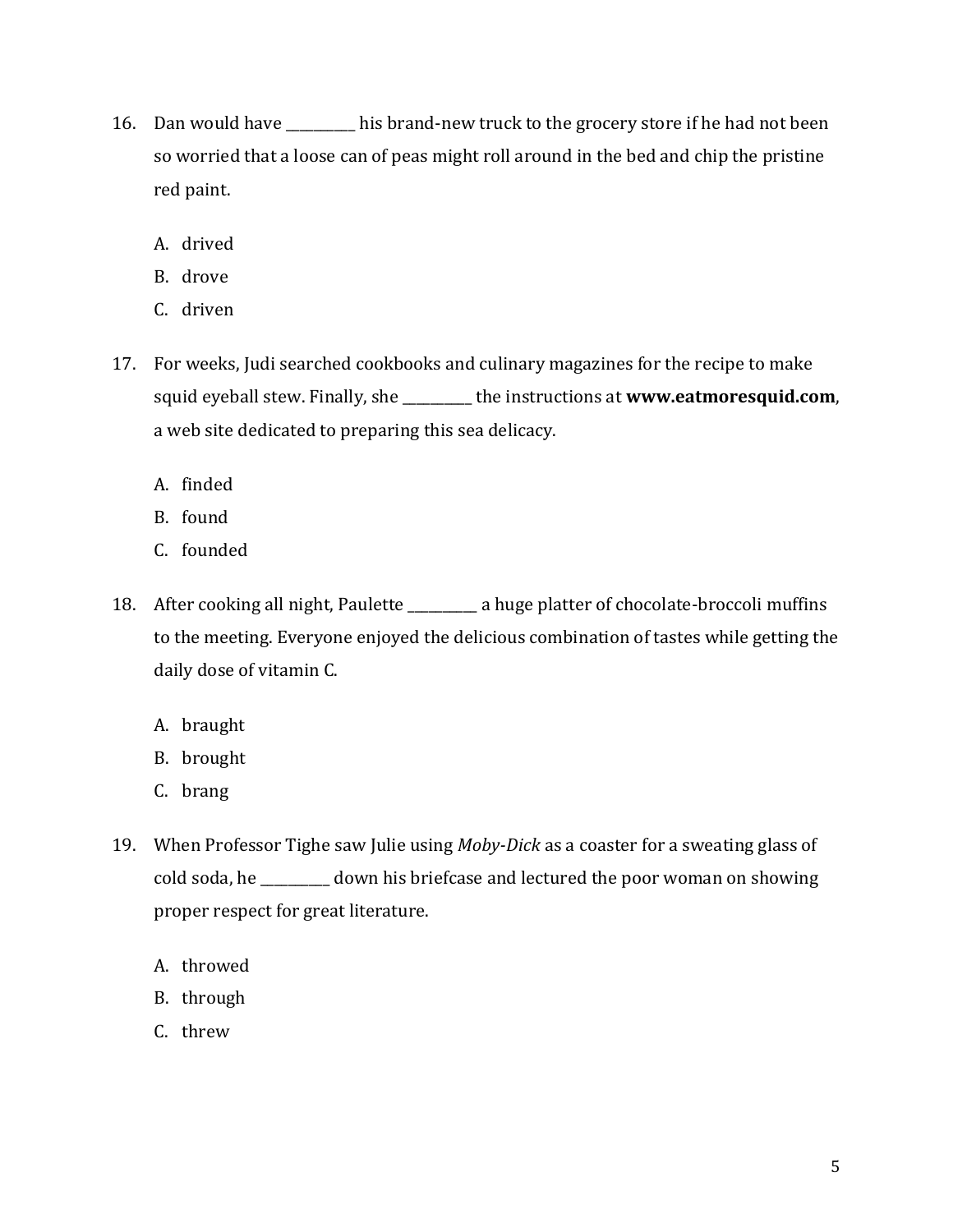16. Dan would have __________ his brand-new truck to the grocery store if he had not been so worried that a loose can of peas might roll around in the bed and chip the pristine red paint.

    A. drived
    B. drove
    C. driven

17. For weeks, Judi searched cookbooks and culinary magazines for the recipe to make squid eyeball stew. Finally, she __________ the instructions at **www.eatmoresquid.com**, a web site dedicated to preparing this sea delicacy.

    A. finded
    B. found
    C. founded

18. After cooking all night, Paulette __________ a huge platter of chocolate-broccoli muffins to the meeting. Everyone enjoyed the delicious combination of tastes while getting the daily dose of vitamin C.

    A. braught
    B. brought
    C. brang

19. When Professor Tighe saw Julie using *Moby-Dick* as a coaster for a sweating glass of cold soda, he __________ down his briefcase and lectured the poor woman on showing proper respect for great literature.

    A. throwed
    B. through
    C. threw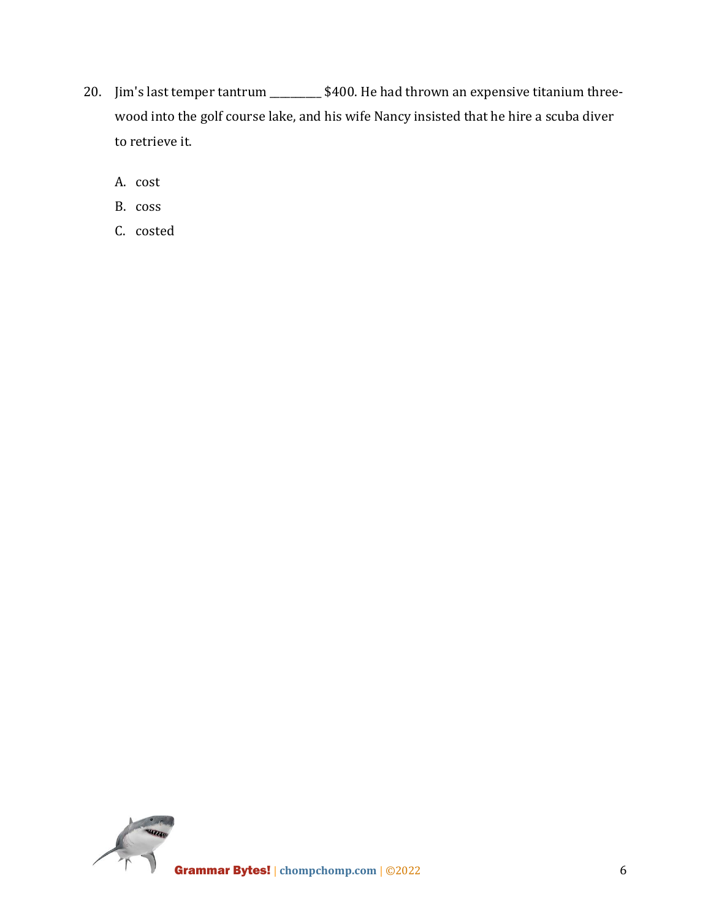20. Jim's last temper tantrum __________ $400. He had thrown an expensive titanium three-wood into the golf course lake, and his wife Nancy insisted that he hire a scuba diver to retrieve it.

    A. cost
    B. coss
    C. costed